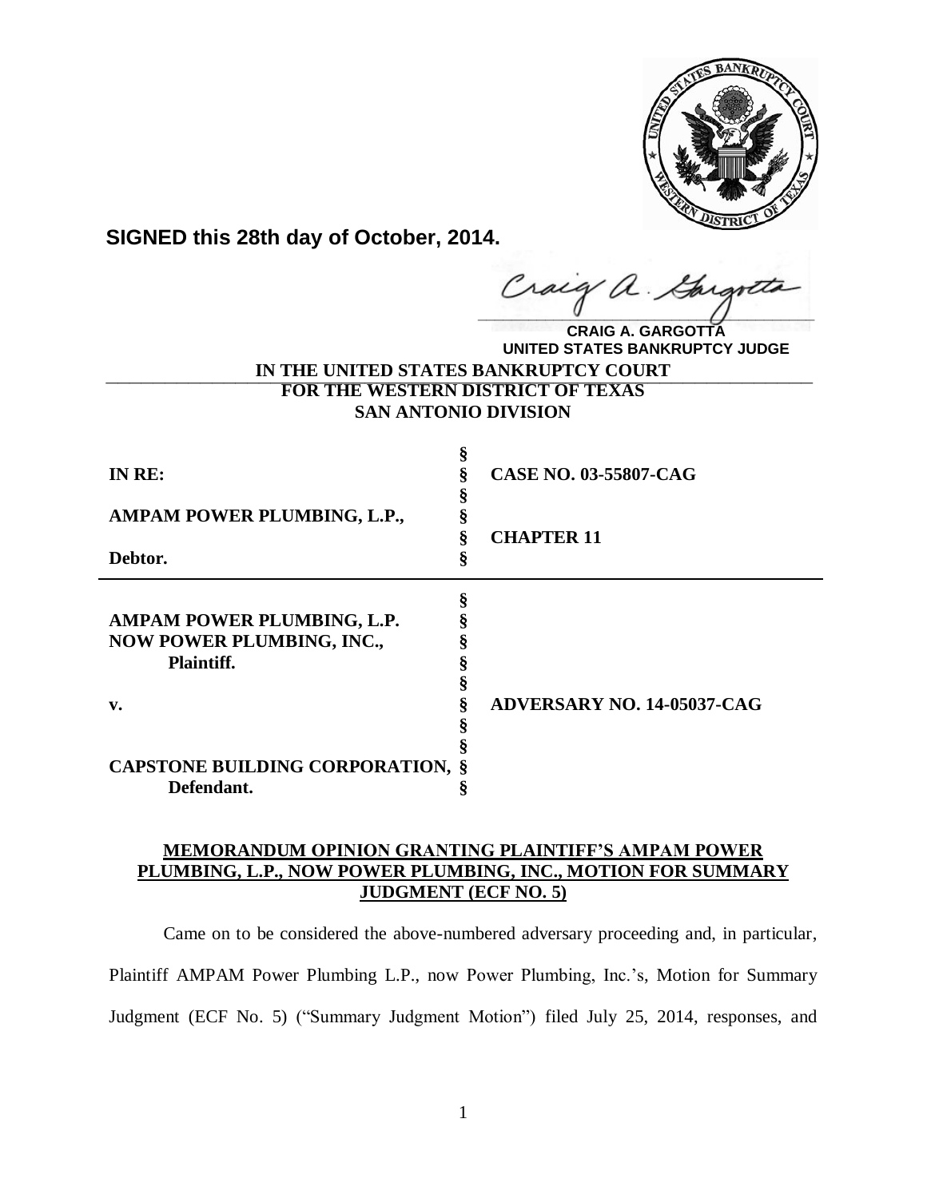**SIGNED this 28th day of October, 2014.**

**CRAIG A. GARGOTTA**
**UNITED STATES BANKRUPTCY JUDGE**

**IN THE UNITED STATES BANKRUPTCY COURT**
**FOR THE WESTERN DISTRICT OF TEXAS**
**SAN ANTONIO DIVISION**

| | | |
|---|---|---|
| **IN RE:** | § | **CASE NO. 03-55807-CAG** |
| **AMPAM POWER PLUMBING, L.P.,** | § | **CHAPTER 11** |
| **Debtor.** | § | |

| | | |
|---|---|---|
| **AMPAM POWER PLUMBING, L.P. NOW POWER PLUMBING, INC., Plaintiff.** | § | |
| **v.** | § | **ADVERSARY NO. 14-05037-CAG** |
| **CAPSTONE BUILDING CORPORATION, Defendant.** | § | |

**MEMORANDUM OPINION GRANTING PLAINTIFF'S AMPAM POWER PLUMBING, L.P., NOW POWER PLUMBING, INC., MOTION FOR SUMMARY JUDGMENT (ECF NO. 5)**

Came on to be considered the above-numbered adversary proceeding and, in particular, Plaintiff AMPAM Power Plumbing L.P., now Power Plumbing, Inc.'s, Motion for Summary Judgment (ECF No. 5) ("Summary Judgment Motion") filed July 25, 2014, responses, and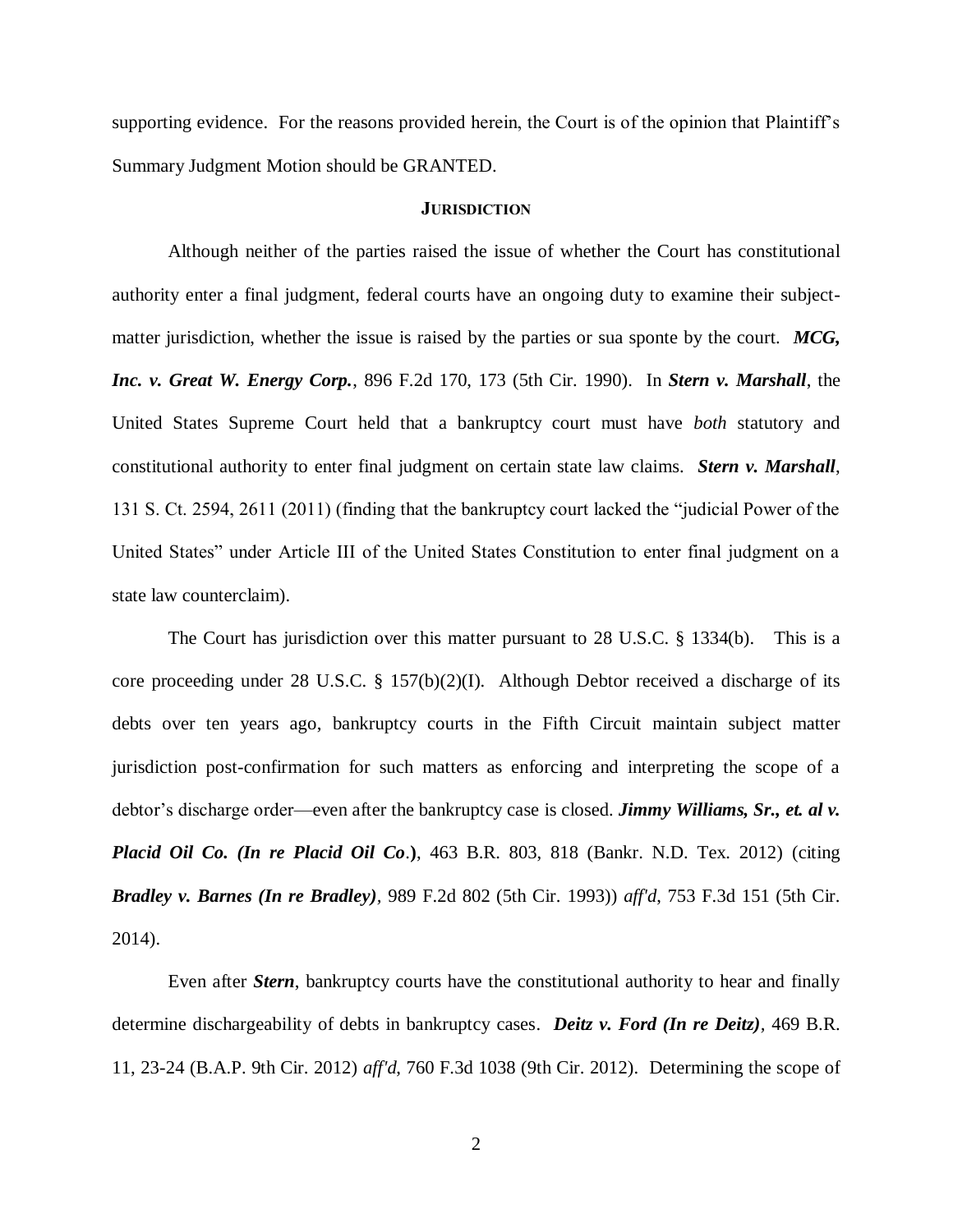supporting evidence. For the reasons provided herein, the Court is of the opinion that Plaintiff's Summary Judgment Motion should be GRANTED.

## JURISDICTION

Although neither of the parties raised the issue of whether the Court has constitutional authority enter a final judgment, federal courts have an ongoing duty to examine their subject-matter jurisdiction, whether the issue is raised by the parties or sua sponte by the court. ***MCG, Inc. v. Great W. Energy Corp.***, 896 F.2d 170, 173 (5th Cir. 1990). In ***Stern v. Marshall***, the United States Supreme Court held that a bankruptcy court must have *both* statutory and constitutional authority to enter final judgment on certain state law claims. ***Stern v. Marshall***, 131 S. Ct. 2594, 2611 (2011) (finding that the bankruptcy court lacked the "judicial Power of the United States" under Article III of the United States Constitution to enter final judgment on a state law counterclaim).

The Court has jurisdiction over this matter pursuant to 28 U.S.C. § 1334(b). This is a core proceeding under 28 U.S.C. § 157(b)(2)(I). Although Debtor received a discharge of its debts over ten years ago, bankruptcy courts in the Fifth Circuit maintain subject matter jurisdiction post-confirmation for such matters as enforcing and interpreting the scope of a debtor's discharge order—even after the bankruptcy case is closed. ***Jimmy Williams, Sr., et. al v. Placid Oil Co. (In re Placid Oil Co.)***, 463 B.R. 803, 818 (Bankr. N.D. Tex. 2012) (citing ***Bradley v. Barnes (In re Bradley)***, 989 F.2d 802 (5th Cir. 1993)) *aff'd*, 753 F.3d 151 (5th Cir. 2014).

Even after ***Stern***, bankruptcy courts have the constitutional authority to hear and finally determine dischargeability of debts in bankruptcy cases. ***Deitz v. Ford (In re Deitz)***, 469 B.R. 11, 23-24 (B.A.P. 9th Cir. 2012) *aff'd*, 760 F.3d 1038 (9th Cir. 2012). Determining the scope of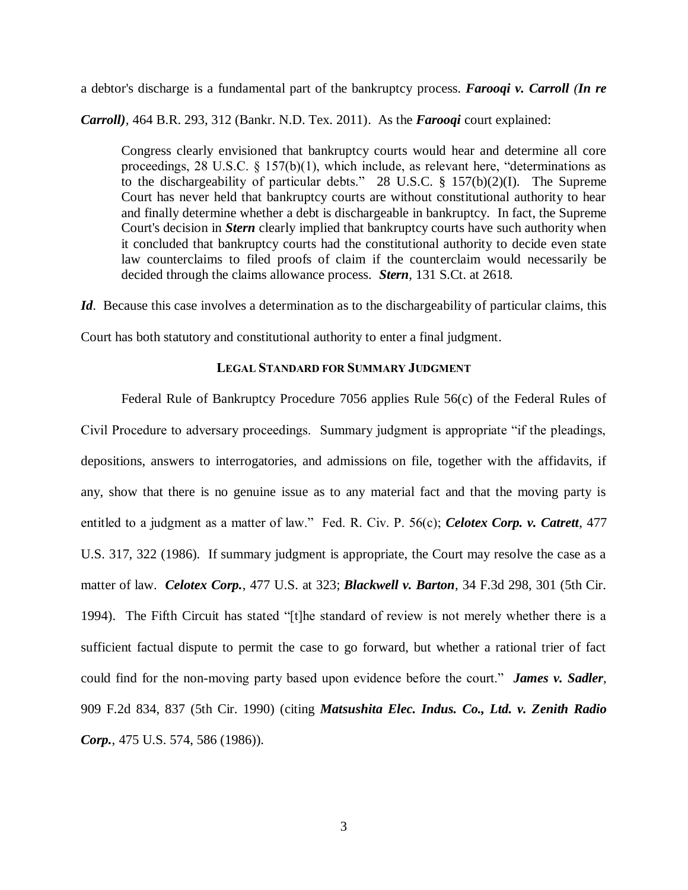a debtor's discharge is a fundamental part of the bankruptcy process. ***Farooqi v. Carroll (In re Carroll)***, 464 B.R. 293, 312 (Bankr. N.D. Tex. 2011). As the ***Farooqi*** court explained:

> Congress clearly envisioned that bankruptcy courts would hear and determine all core proceedings, 28 U.S.C. § 157(b)(1), which include, as relevant here, "determinations as to the dischargeability of particular debts." 28 U.S.C. § 157(b)(2)(I). The Supreme Court has never held that bankruptcy courts are without constitutional authority to hear and finally determine whether a debt is dischargeable in bankruptcy. In fact, the Supreme Court's decision in ***Stern*** clearly implied that bankruptcy courts have such authority when it concluded that bankruptcy courts had the constitutional authority to decide even state law counterclaims to filed proofs of claim if the counterclaim would necessarily be decided through the claims allowance process. ***Stern***, 131 S.Ct. at 2618.

***Id***. Because this case involves a determination as to the dischargeability of particular claims, this Court has both statutory and constitutional authority to enter a final judgment.

## LEGAL STANDARD FOR SUMMARY JUDGMENT

Federal Rule of Bankruptcy Procedure 7056 applies Rule 56(c) of the Federal Rules of Civil Procedure to adversary proceedings. Summary judgment is appropriate "if the pleadings, depositions, answers to interrogatories, and admissions on file, together with the affidavits, if any, show that there is no genuine issue as to any material fact and that the moving party is entitled to a judgment as a matter of law." Fed. R. Civ. P. 56(c); ***Celotex Corp. v. Catrett***, 477 U.S. 317, 322 (1986). If summary judgment is appropriate, the Court may resolve the case as a matter of law. ***Celotex Corp.***, 477 U.S. at 323; ***Blackwell v. Barton***, 34 F.3d 298, 301 (5th Cir. 1994). The Fifth Circuit has stated "[t]he standard of review is not merely whether there is a sufficient factual dispute to permit the case to go forward, but whether a rational trier of fact could find for the non-moving party based upon evidence before the court." ***James v. Sadler***, 909 F.2d 834, 837 (5th Cir. 1990) (citing ***Matsushita Elec. Indus. Co., Ltd. v. Zenith Radio Corp.***, 475 U.S. 574, 586 (1986)).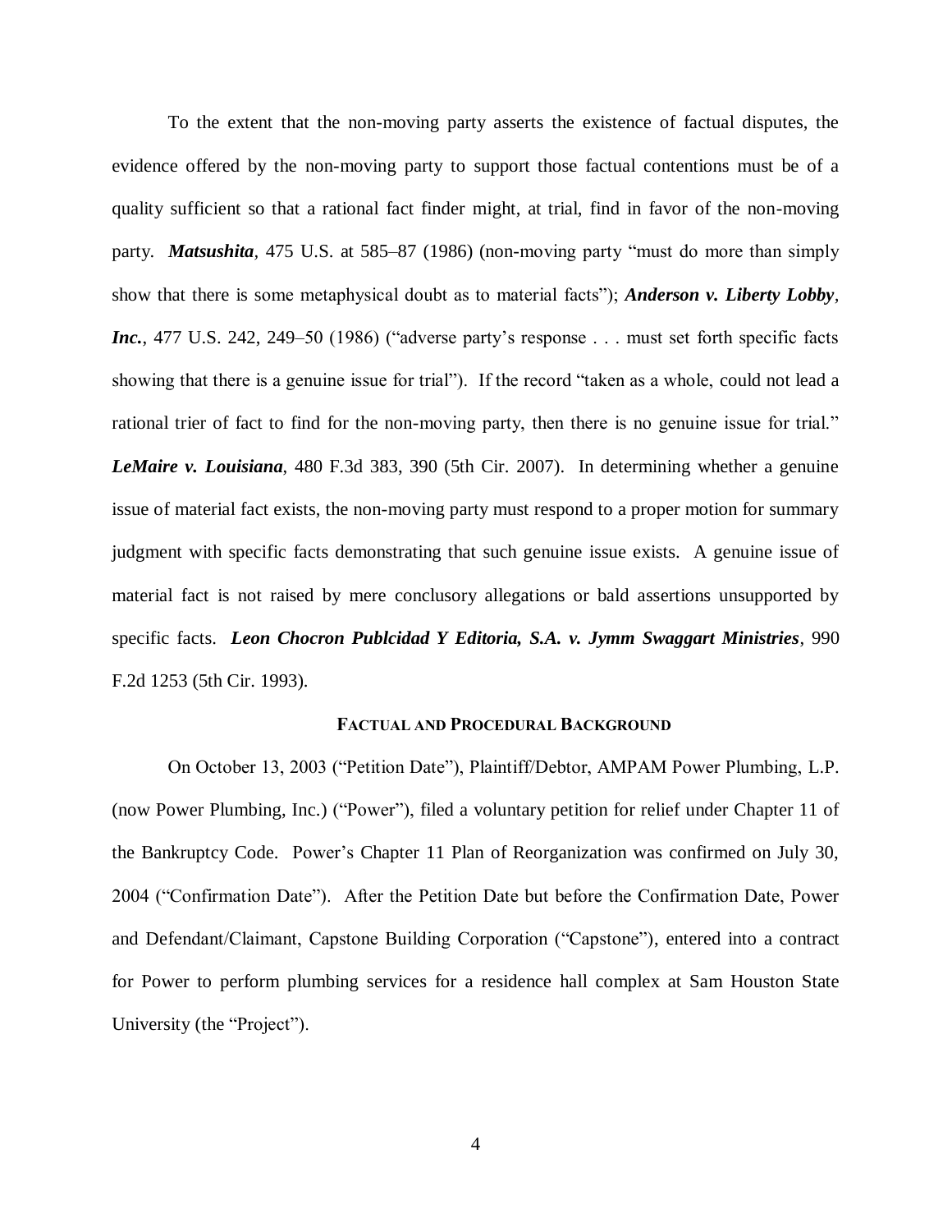To the extent that the non-moving party asserts the existence of factual disputes, the evidence offered by the non-moving party to support those factual contentions must be of a quality sufficient so that a rational fact finder might, at trial, find in favor of the non-moving party. ***Matsushita***, 475 U.S. at 585–87 (1986) (non-moving party "must do more than simply show that there is some metaphysical doubt as to material facts"); ***Anderson v. Liberty Lobby, Inc.***, 477 U.S. 242, 249–50 (1986) ("adverse party's response . . . must set forth specific facts showing that there is a genuine issue for trial"). If the record "taken as a whole, could not lead a rational trier of fact to find for the non-moving party, then there is no genuine issue for trial." ***LeMaire v. Louisiana***, 480 F.3d 383, 390 (5th Cir. 2007). In determining whether a genuine issue of material fact exists, the non-moving party must respond to a proper motion for summary judgment with specific facts demonstrating that such genuine issue exists. A genuine issue of material fact is not raised by mere conclusory allegations or bald assertions unsupported by specific facts. ***Leon Chocron Publcidad Y Editoria, S.A. v. Jymm Swaggart Ministries***, 990 F.2d 1253 (5th Cir. 1993).

## FACTUAL AND PROCEDURAL BACKGROUND

On October 13, 2003 ("Petition Date"), Plaintiff/Debtor, AMPAM Power Plumbing, L.P. (now Power Plumbing, Inc.) ("Power"), filed a voluntary petition for relief under Chapter 11 of the Bankruptcy Code. Power's Chapter 11 Plan of Reorganization was confirmed on July 30, 2004 ("Confirmation Date"). After the Petition Date but before the Confirmation Date, Power and Defendant/Claimant, Capstone Building Corporation ("Capstone"), entered into a contract for Power to perform plumbing services for a residence hall complex at Sam Houston State University (the "Project").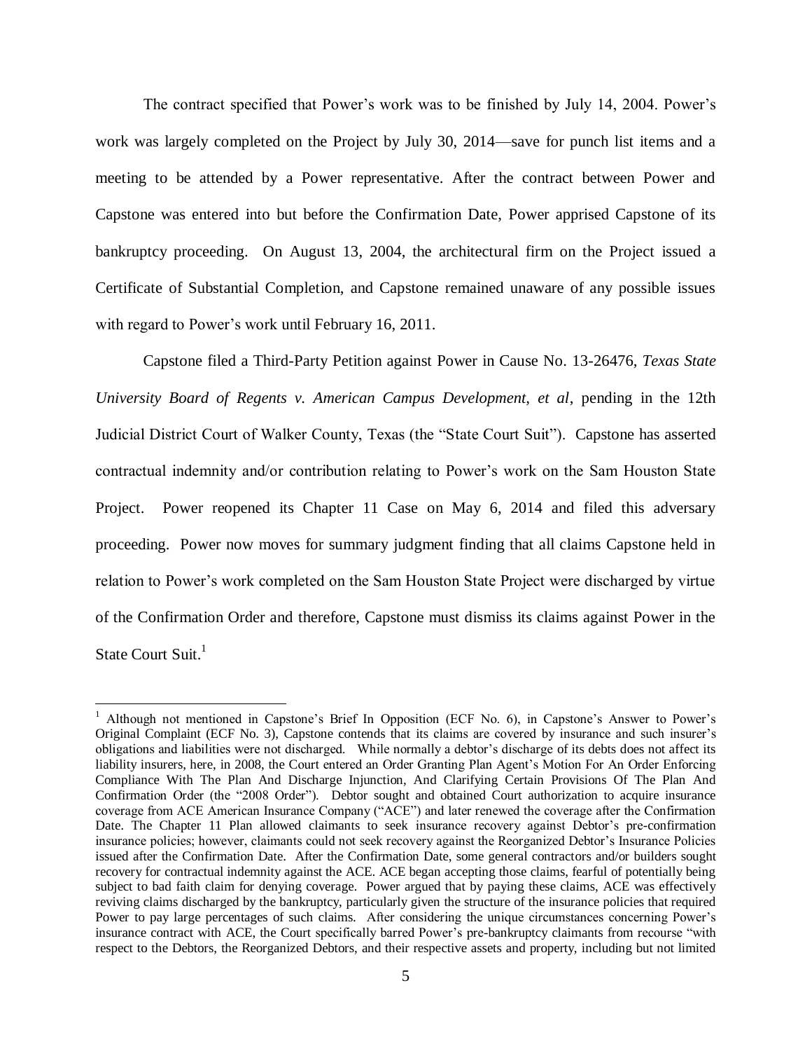The contract specified that Power's work was to be finished by July 14, 2004. Power's work was largely completed on the Project by July 30, 2014—save for punch list items and a meeting to be attended by a Power representative. After the contract between Power and Capstone was entered into but before the Confirmation Date, Power apprised Capstone of its bankruptcy proceeding. On August 13, 2004, the architectural firm on the Project issued a Certificate of Substantial Completion, and Capstone remained unaware of any possible issues with regard to Power's work until February 16, 2011.

Capstone filed a Third-Party Petition against Power in Cause No. 13-26476, *Texas State University Board of Regents v. American Campus Development, et al*, pending in the 12th Judicial District Court of Walker County, Texas (the "State Court Suit"). Capstone has asserted contractual indemnity and/or contribution relating to Power's work on the Sam Houston State Project. Power reopened its Chapter 11 Case on May 6, 2014 and filed this adversary proceeding. Power now moves for summary judgment finding that all claims Capstone held in relation to Power's work completed on the Sam Houston State Project were discharged by virtue of the Confirmation Order and therefore, Capstone must dismiss its claims against Power in the State Court Suit.[1]

---

[1] Although not mentioned in Capstone's Brief In Opposition (ECF No. 6), in Capstone's Answer to Power's Original Complaint (ECF No. 3), Capstone contends that its claims are covered by insurance and such insurer's obligations and liabilities were not discharged. While normally a debtor's discharge of its debts does not affect its liability insurers, here, in 2008, the Court entered an Order Granting Plan Agent's Motion For An Order Enforcing Compliance With The Plan And Discharge Injunction, And Clarifying Certain Provisions Of The Plan And Confirmation Order (the "2008 Order"). Debtor sought and obtained Court authorization to acquire insurance coverage from ACE American Insurance Company ("ACE") and later renewed the coverage after the Confirmation Date. The Chapter 11 Plan allowed claimants to seek insurance recovery against Debtor's pre-confirmation insurance policies; however, claimants could not seek recovery against the Reorganized Debtor's Insurance Policies issued after the Confirmation Date. After the Confirmation Date, some general contractors and/or builders sought recovery for contractual indemnity against the ACE. ACE began accepting those claims, fearful of potentially being subject to bad faith claim for denying coverage. Power argued that by paying these claims, ACE was effectively reviving claims discharged by the bankruptcy, particularly given the structure of the insurance policies that required Power to pay large percentages of such claims. After considering the unique circumstances concerning Power's insurance contract with ACE, the Court specifically barred Power's pre-bankruptcy claimants from recourse "with respect to the Debtors, the Reorganized Debtors, and their respective assets and property, including but not limited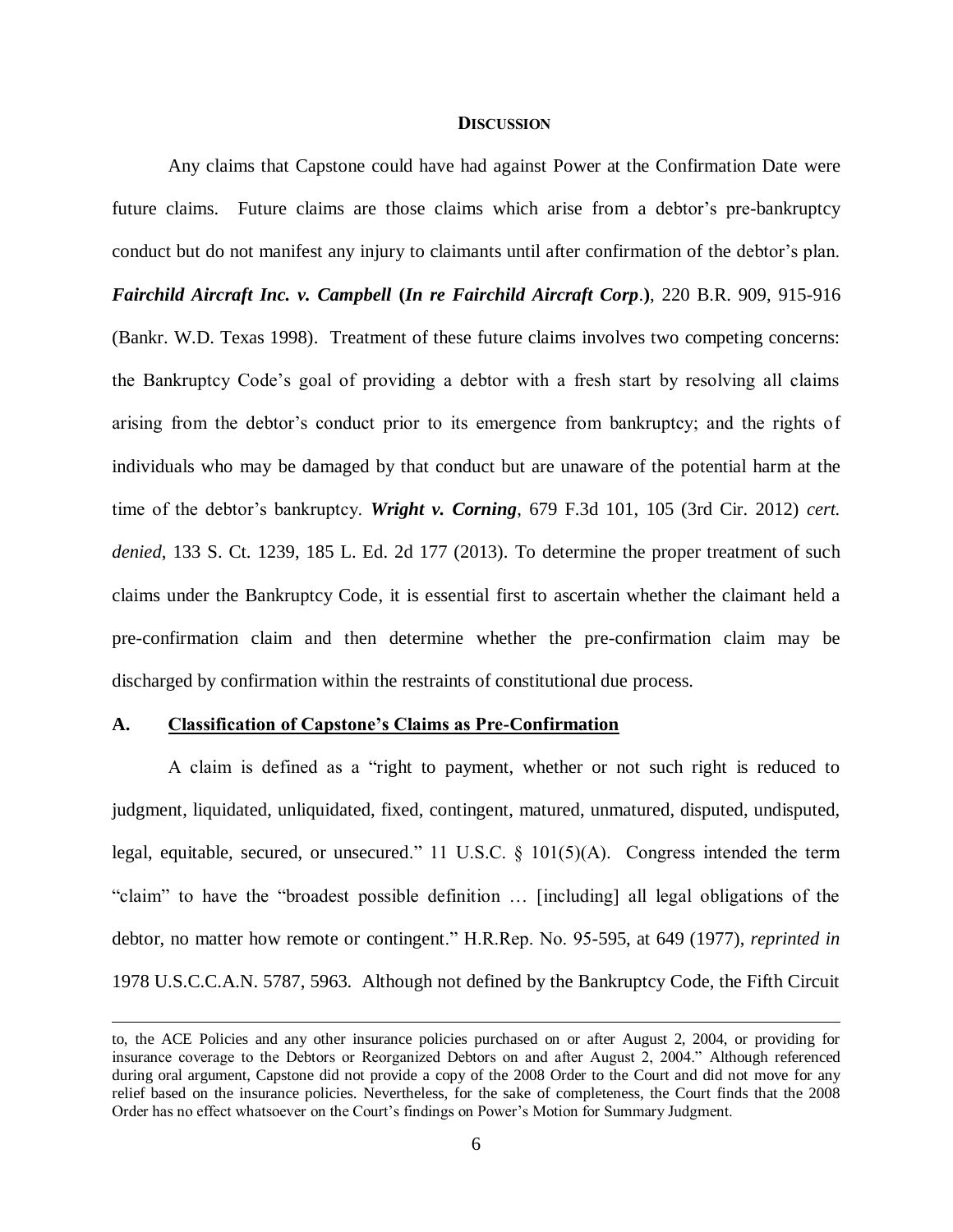## DISCUSSION

Any claims that Capstone could have had against Power at the Confirmation Date were future claims. Future claims are those claims which arise from a debtor's pre-bankruptcy conduct but do not manifest any injury to claimants until after confirmation of the debtor's plan. ***Fairchild Aircraft Inc. v. Campbell* (*In re Fairchild Aircraft Corp*.)**, 220 B.R. 909, 915-916 (Bankr. W.D. Texas 1998). Treatment of these future claims involves two competing concerns: the Bankruptcy Code's goal of providing a debtor with a fresh start by resolving all claims arising from the debtor's conduct prior to its emergence from bankruptcy; and the rights of individuals who may be damaged by that conduct but are unaware of the potential harm at the time of the debtor's bankruptcy. ***Wright v. Corning***, 679 F.3d 101, 105 (3rd Cir. 2012) *cert. denied*, 133 S. Ct. 1239, 185 L. Ed. 2d 177 (2013). To determine the proper treatment of such claims under the Bankruptcy Code, it is essential first to ascertain whether the claimant held a pre-confirmation claim and then determine whether the pre-confirmation claim may be discharged by confirmation within the restraints of constitutional due process.

### A. Classification of Capstone's Claims as Pre-Confirmation

A claim is defined as a "right to payment, whether or not such right is reduced to judgment, liquidated, unliquidated, fixed, contingent, matured, unmatured, disputed, undisputed, legal, equitable, secured, or unsecured." 11 U.S.C. § 101(5)(A). Congress intended the term "claim" to have the "broadest possible definition … [including] all legal obligations of the debtor, no matter how remote or contingent." H.R.Rep. No. 95-595, at 649 (1977), *reprinted in* 1978 U.S.C.C.A.N. 5787, 5963. Although not defined by the Bankruptcy Code, the Fifth Circuit

---

to, the ACE Policies and any other insurance policies purchased on or after August 2, 2004, or providing for insurance coverage to the Debtors or Reorganized Debtors on and after August 2, 2004." Although referenced during oral argument, Capstone did not provide a copy of the 2008 Order to the Court and did not move for any relief based on the insurance policies. Nevertheless, for the sake of completeness, the Court finds that the 2008 Order has no effect whatsoever on the Court's findings on Power's Motion for Summary Judgment.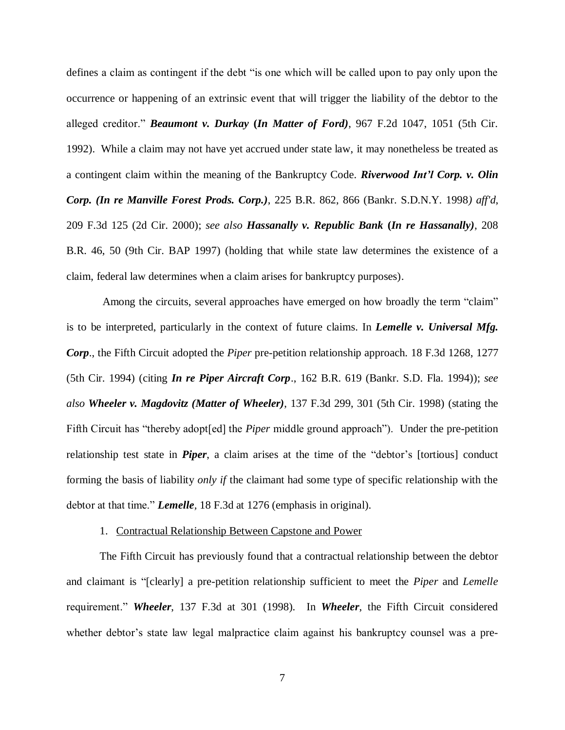defines a claim as contingent if the debt "is one which will be called upon to pay only upon the occurrence or happening of an extrinsic event that will trigger the liability of the debtor to the alleged creditor." ***Beaumont v. Durkay* (*In Matter of Ford*)**, 967 F.2d 1047, 1051 (5th Cir. 1992). While a claim may not have yet accrued under state law, it may nonetheless be treated as a contingent claim within the meaning of the Bankruptcy Code. ***Riverwood Int'l Corp. v. Olin Corp. (In re Manville Forest Prods. Corp.)***, 225 B.R. 862, 866 (Bankr. S.D.N.Y. 1998*) aff'd*, 209 F.3d 125 (2d Cir. 2000); *see also* ***Hassanally v. Republic Bank* (*In re Hassanally*)**, 208 B.R. 46, 50 (9th Cir. BAP 1997) (holding that while state law determines the existence of a claim, federal law determines when a claim arises for bankruptcy purposes).

Among the circuits, several approaches have emerged on how broadly the term "claim" is to be interpreted, particularly in the context of future claims. In ***Lemelle v. Universal Mfg. Corp***., the Fifth Circuit adopted the *Piper* pre-petition relationship approach. 18 F.3d 1268, 1277 (5th Cir. 1994) (citing ***In re Piper Aircraft Corp***., 162 B.R. 619 (Bankr. S.D. Fla. 1994)); *see also* ***Wheeler v. Magdovitz (Matter of Wheeler)***, 137 F.3d 299, 301 (5th Cir. 1998) (stating the Fifth Circuit has "thereby adopt[ed] the *Piper* middle ground approach"). Under the pre-petition relationship test state in ***Piper***, a claim arises at the time of the "debtor's [tortious] conduct forming the basis of liability *only if* the claimant had some type of specific relationship with the debtor at that time." ***Lemelle***, 18 F.3d at 1276 (emphasis in original).

1. <u>Contractual Relationship Between Capstone and Power</u>

The Fifth Circuit has previously found that a contractual relationship between the debtor and claimant is "[clearly] a pre-petition relationship sufficient to meet the *Piper* and *Lemelle* requirement." ***Wheeler***, 137 F.3d at 301 (1998). In ***Wheeler***, the Fifth Circuit considered whether debtor's state law legal malpractice claim against his bankruptcy counsel was a pre-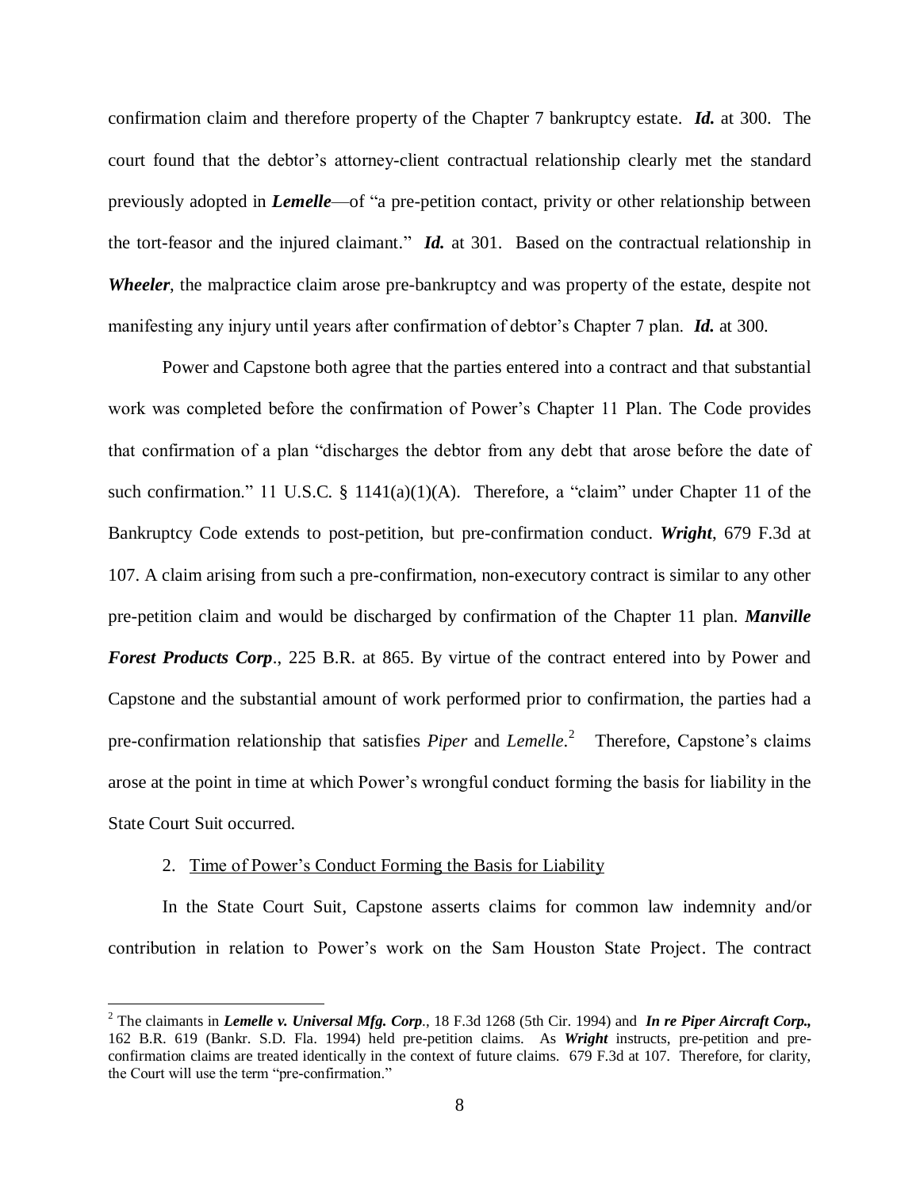confirmation claim and therefore property of the Chapter 7 bankruptcy estate. ***Id.*** at 300. The court found that the debtor's attorney-client contractual relationship clearly met the standard previously adopted in ***Lemelle***—of "a pre-petition contact, privity or other relationship between the tort-feasor and the injured claimant." ***Id.*** at 301. Based on the contractual relationship in ***Wheeler***, the malpractice claim arose pre-bankruptcy and was property of the estate, despite not manifesting any injury until years after confirmation of debtor's Chapter 7 plan. ***Id.*** at 300.

Power and Capstone both agree that the parties entered into a contract and that substantial work was completed before the confirmation of Power's Chapter 11 Plan. The Code provides that confirmation of a plan "discharges the debtor from any debt that arose before the date of such confirmation." 11 U.S.C. § 1141(a)(1)(A). Therefore, a "claim" under Chapter 11 of the Bankruptcy Code extends to post-petition, but pre-confirmation conduct. ***Wright***, 679 F.3d at 107. A claim arising from such a pre-confirmation, non-executory contract is similar to any other pre-petition claim and would be discharged by confirmation of the Chapter 11 plan. ***Manville Forest Products Corp***., 225 B.R. at 865. By virtue of the contract entered into by Power and Capstone and the substantial amount of work performed prior to confirmation, the parties had a pre-confirmation relationship that satisfies *Piper* and *Lemelle*.[2] Therefore, Capstone's claims arose at the point in time at which Power's wrongful conduct forming the basis for liability in the State Court Suit occurred.

2. Time of Power's Conduct Forming the Basis for Liability

In the State Court Suit, Capstone asserts claims for common law indemnity and/or contribution in relation to Power's work on the Sam Houston State Project. The contract

[2] The claimants in ***Lemelle v. Universal Mfg. Corp***., 18 F.3d 1268 (5th Cir. 1994) and ***In re Piper Aircraft Corp.,*** 162 B.R. 619 (Bankr. S.D. Fla. 1994) held pre-petition claims. As ***Wright*** instructs, pre-petition and pre-confirmation claims are treated identically in the context of future claims. 679 F.3d at 107. Therefore, for clarity, the Court will use the term "pre-confirmation."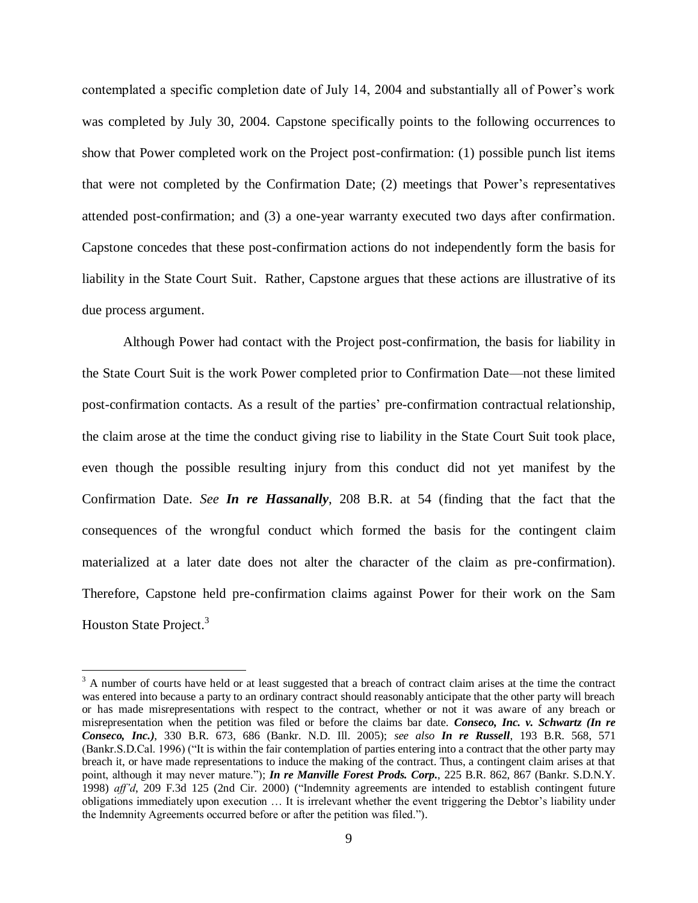contemplated a specific completion date of July 14, 2004 and substantially all of Power's work was completed by July 30, 2004. Capstone specifically points to the following occurrences to show that Power completed work on the Project post-confirmation: (1) possible punch list items that were not completed by the Confirmation Date; (2) meetings that Power's representatives attended post-confirmation; and (3) a one-year warranty executed two days after confirmation. Capstone concedes that these post-confirmation actions do not independently form the basis for liability in the State Court Suit. Rather, Capstone argues that these actions are illustrative of its due process argument.

Although Power had contact with the Project post-confirmation, the basis for liability in the State Court Suit is the work Power completed prior to Confirmation Date—not these limited post-confirmation contacts. As a result of the parties' pre-confirmation contractual relationship, the claim arose at the time the conduct giving rise to liability in the State Court Suit took place, even though the possible resulting injury from this conduct did not yet manifest by the Confirmation Date. *See* ***In re Hassanally***, 208 B.R. at 54 (finding that the fact that the consequences of the wrongful conduct which formed the basis for the contingent claim materialized at a later date does not alter the character of the claim as pre-confirmation). Therefore, Capstone held pre-confirmation claims against Power for their work on the Sam Houston State Project.[3]

---

[3] A number of courts have held or at least suggested that a breach of contract claim arises at the time the contract was entered into because a party to an ordinary contract should reasonably anticipate that the other party will breach or has made misrepresentations with respect to the contract, whether or not it was aware of any breach or misrepresentation when the petition was filed or before the claims bar date. ***Conseco, Inc. v. Schwartz (In re Conseco, Inc.)***, 330 B.R. 673, 686 (Bankr. N.D. Ill. 2005); *see also* ***In re Russell***, 193 B.R. 568, 571 (Bankr.S.D.Cal. 1996) ("It is within the fair contemplation of parties entering into a contract that the other party may breach it, or have made representations to induce the making of the contract. Thus, a contingent claim arises at that point, although it may never mature."); ***In re Manville Forest Prods. Corp.***, 225 B.R. 862, 867 (Bankr. S.D.N.Y. 1998) *aff'd*, 209 F.3d 125 (2nd Cir. 2000) ("Indemnity agreements are intended to establish contingent future obligations immediately upon execution … It is irrelevant whether the event triggering the Debtor's liability under the Indemnity Agreements occurred before or after the petition was filed.").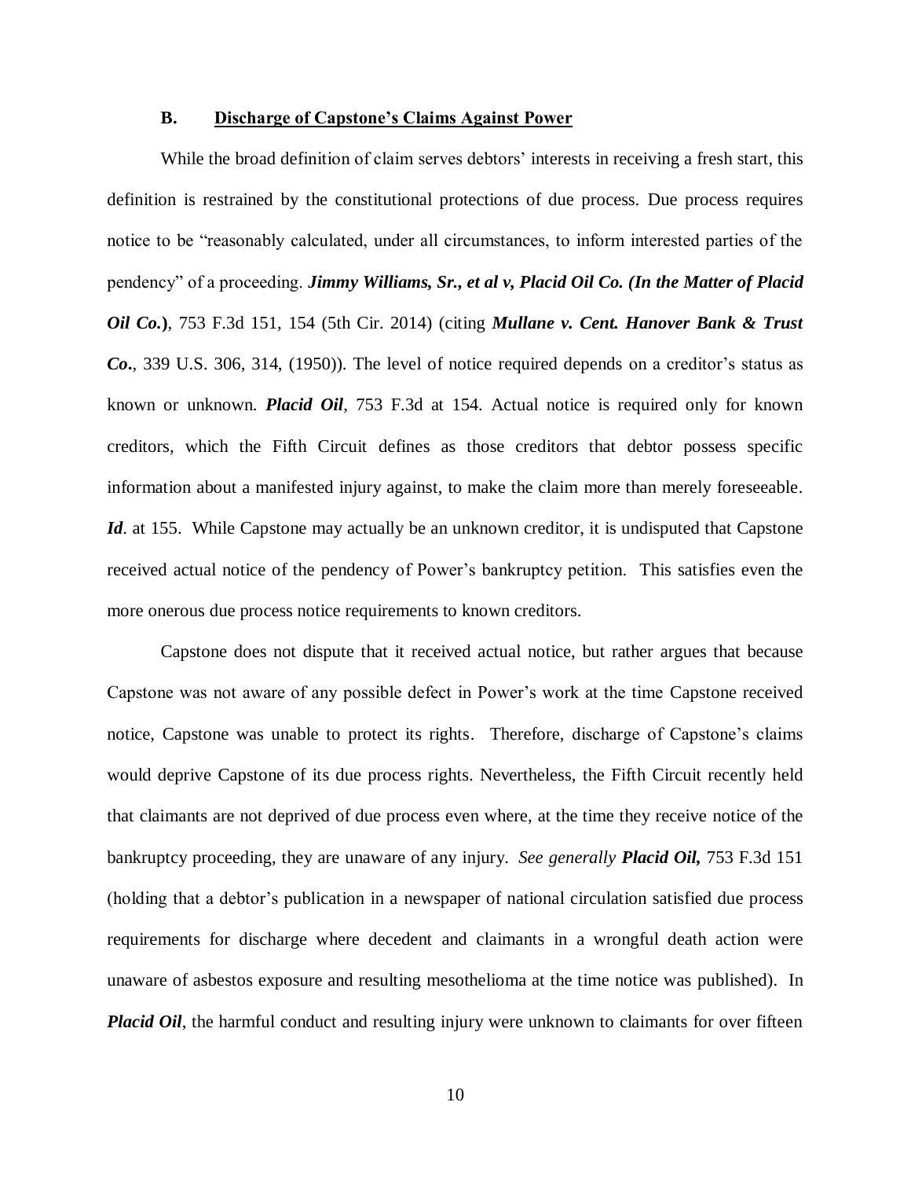### B. <u>Discharge of Capstone's Claims Against Power</u>

While the broad definition of claim serves debtors' interests in receiving a fresh start, this definition is restrained by the constitutional protections of due process. Due process requires notice to be "reasonably calculated, under all circumstances, to inform interested parties of the pendency" of a proceeding. ***Jimmy Williams, Sr., et al v, Placid Oil Co. (In the Matter of Placid Oil Co.)***, 753 F.3d 151, 154 (5th Cir. 2014) (citing ***Mullane v. Cent. Hanover Bank & Trust Co.***, 339 U.S. 306, 314, (1950)). The level of notice required depends on a creditor's status as known or unknown. ***Placid Oil***, 753 F.3d at 154. Actual notice is required only for known creditors, which the Fifth Circuit defines as those creditors that debtor possess specific information about a manifested injury against, to make the claim more than merely foreseeable. ***Id***. at 155. While Capstone may actually be an unknown creditor, it is undisputed that Capstone received actual notice of the pendency of Power's bankruptcy petition. This satisfies even the more onerous due process notice requirements to known creditors.

Capstone does not dispute that it received actual notice, but rather argues that because Capstone was not aware of any possible defect in Power's work at the time Capstone received notice, Capstone was unable to protect its rights. Therefore, discharge of Capstone's claims would deprive Capstone of its due process rights. Nevertheless, the Fifth Circuit recently held that claimants are not deprived of due process even where, at the time they receive notice of the bankruptcy proceeding, they are unaware of any injury. *See generally* ***Placid Oil,*** 753 F.3d 151 (holding that a debtor's publication in a newspaper of national circulation satisfied due process requirements for discharge where decedent and claimants in a wrongful death action were unaware of asbestos exposure and resulting mesothelioma at the time notice was published). In ***Placid Oil***, the harmful conduct and resulting injury were unknown to claimants for over fifteen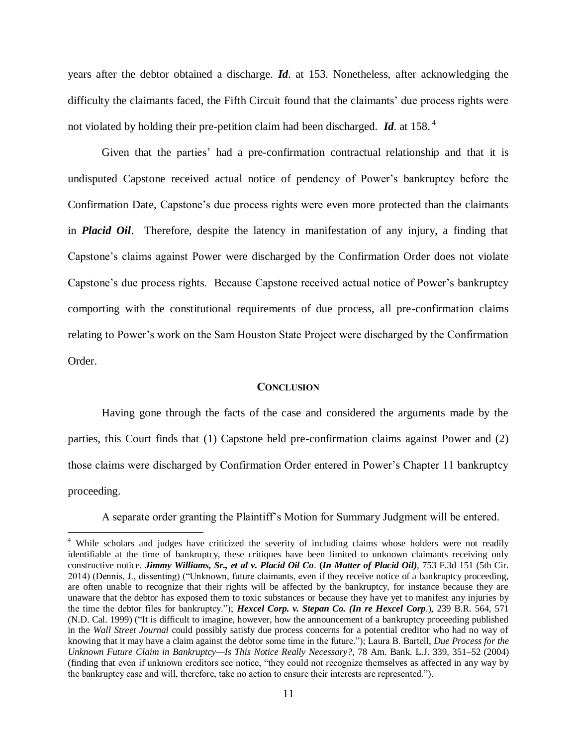years after the debtor obtained a discharge. ***Id***. at 153. Nonetheless, after acknowledging the difficulty the claimants faced, the Fifth Circuit found that the claimants' due process rights were not violated by holding their pre-petition claim had been discharged. ***Id***. at 158.[4]

Given that the parties' had a pre-confirmation contractual relationship and that it is undisputed Capstone received actual notice of pendency of Power's bankruptcy before the Confirmation Date, Capstone's due process rights were even more protected than the claimants in ***Placid Oil***. Therefore, despite the latency in manifestation of any injury, a finding that Capstone's claims against Power were discharged by the Confirmation Order does not violate Capstone's due process rights. Because Capstone received actual notice of Power's bankruptcy comporting with the constitutional requirements of due process, all pre-confirmation claims relating to Power's work on the Sam Houston State Project were discharged by the Confirmation Order.

## CONCLUSION

Having gone through the facts of the case and considered the arguments made by the parties, this Court finds that (1) Capstone held pre-confirmation claims against Power and (2) those claims were discharged by Confirmation Order entered in Power's Chapter 11 bankruptcy proceeding.

A separate order granting the Plaintiff's Motion for Summary Judgment will be entered.

---

[4] While scholars and judges have criticized the severity of including claims whose holders were not readily identifiable at the time of bankruptcy, these critiques have been limited to unknown claimants receiving only constructive notice. ***Jimmy Williams, Sr., et al v. Placid Oil Co*. (*In Matter of Placid Oil)***, 753 F.3d 151 (5th Cir. 2014) (Dennis, J., dissenting) ("Unknown, future claimants, even if they receive notice of a bankruptcy proceeding, are often unable to recognize that their rights will be affected by the bankruptcy, for instance because they are unaware that the debtor has exposed them to toxic substances or because they have yet to manifest any injuries by the time the debtor files for bankruptcy."); ***Hexcel Corp. v. Stepan Co. (In re Hexcel Corp***.), 239 B.R. 564, 571 (N.D. Cal. 1999) ("It is difficult to imagine, however, how the announcement of a bankruptcy proceeding published in the *Wall Street Journal* could possibly satisfy due process concerns for a potential creditor who had no way of knowing that it may have a claim against the debtor some time in the future."); Laura B. Bartell, *Due Process for the Unknown Future Claim in Bankruptcy—Is This Notice Really Necessary?*, 78 Am. Bank. L.J. 339, 351–52 (2004) (finding that even if unknown creditors see notice, "they could not recognize themselves as affected in any way by the bankruptcy case and will, therefore, take no action to ensure their interests are represented.").